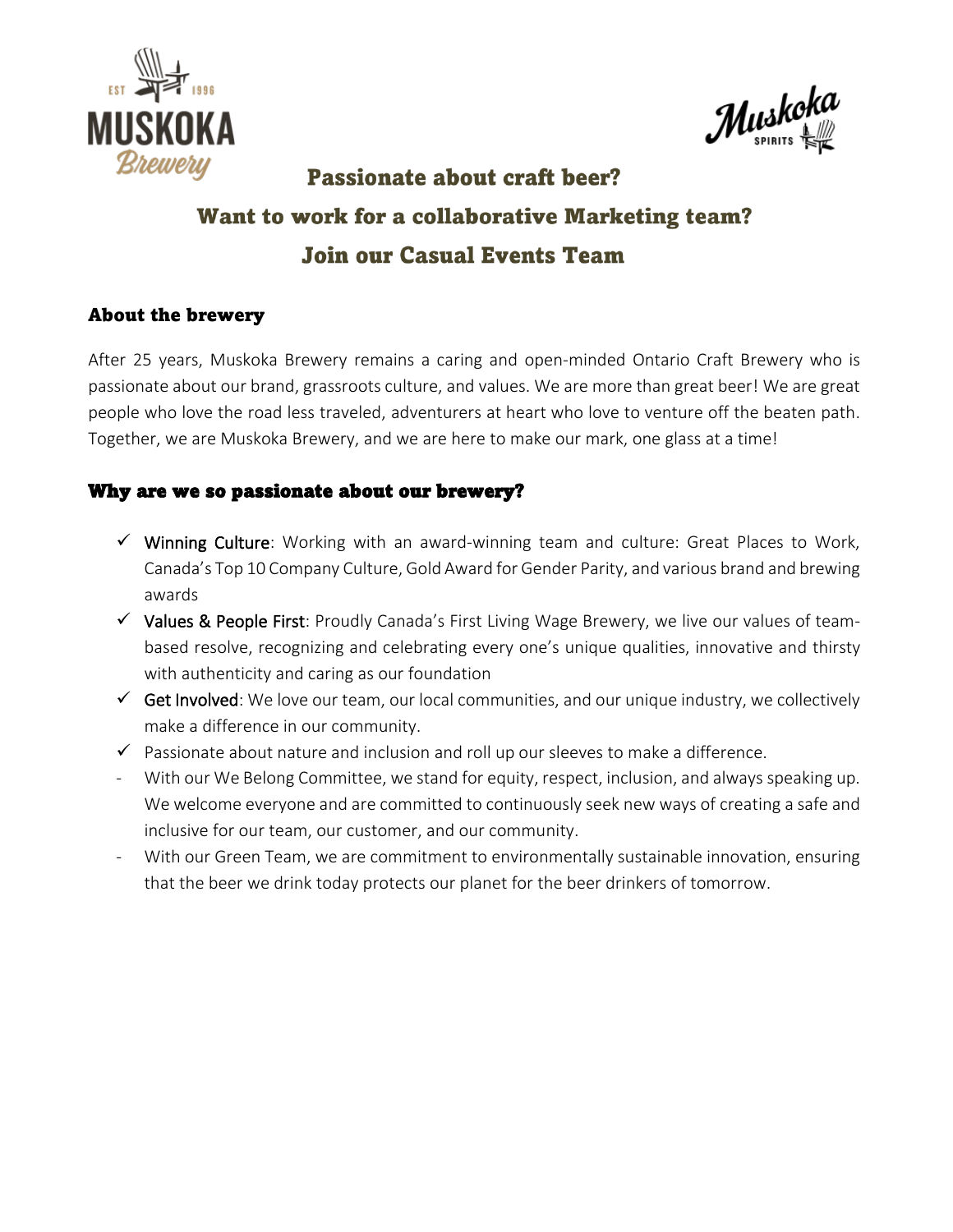# Passionate about craft beer?

# Want to work for a collaborative Marketing team?

# Join our Casual Events Team

## About the brewery

After 25 years, Muskoka Brewery remains a caring and open-minded Ontario Craft Brewery who is passionate about our brand, grassroots culture, and values. We are more than great beer! We are great people who love the road less traveled, adventurers at heart who love to venture off the beaten path. Together, we are Muskoka Brewery, and we are here to make our mark, one glass at a time!

## Why are we so passionate about our brewery?

- ✓ Winning Culture: Working with an award-winning team and culture: Great Places to Work, Canada's Top 10 Company Culture, Gold Award for Gender Parity, and various brand and brewing awards
- ✓ Values & People First: Proudly Canada's First Living Wage Brewery, we live our values of team-based resolve, recognizing and celebrating every one's unique qualities, innovative and thirsty with authenticity and caring as our foundation
- ✓ Get Involved: We love our team, our local communities, and our unique industry, we collectively make a difference in our community.
- ✓ Passionate about nature and inclusion and roll up our sleeves to make a difference.
- With our We Belong Committee, we stand for equity, respect, inclusion, and always speaking up. We welcome everyone and are committed to continuously seek new ways of creating a safe and inclusive for our team, our customer, and our community.
- With our Green Team, we are commitment to environmentally sustainable innovation, ensuring that the beer we drink today protects our planet for the beer drinkers of tomorrow.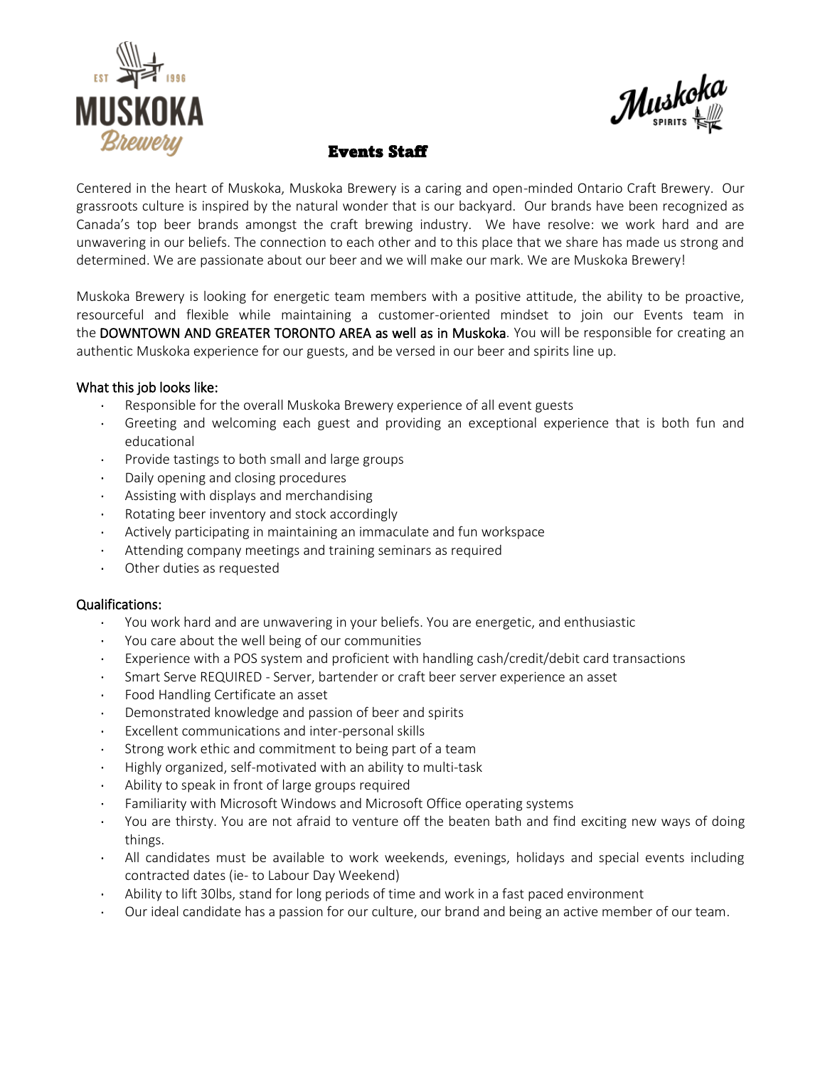# Events Staff

Centered in the heart of Muskoka, Muskoka Brewery is a caring and open-minded Ontario Craft Brewery. Our grassroots culture is inspired by the natural wonder that is our backyard. Our brands have been recognized as Canada's top beer brands amongst the craft brewing industry. We have resolve: we work hard and are unwavering in our beliefs. The connection to each other and to this place that we share has made us strong and determined. We are passionate about our beer and we will make our mark. We are Muskoka Brewery!

Muskoka Brewery is looking for energetic team members with a positive attitude, the ability to be proactive, resourceful and flexible while maintaining a customer-oriented mindset to join our Events team in the DOWNTOWN AND GREATER TORONTO AREA as well as in Muskoka. You will be responsible for creating an authentic Muskoka experience for our guests, and be versed in our beer and spirits line up.

## What this job looks like:

- Responsible for the overall Muskoka Brewery experience of all event guests
- Greeting and welcoming each guest and providing an exceptional experience that is both fun and educational
- Provide tastings to both small and large groups
- Daily opening and closing procedures
- Assisting with displays and merchandising
- Rotating beer inventory and stock accordingly
- Actively participating in maintaining an immaculate and fun workspace
- Attending company meetings and training seminars as required
- Other duties as requested

## Qualifications:

- You work hard and are unwavering in your beliefs. You are energetic, and enthusiastic
- You care about the well being of our communities
- Experience with a POS system and proficient with handling cash/credit/debit card transactions
- Smart Serve REQUIRED - Server, bartender or craft beer server experience an asset
- Food Handling Certificate an asset
- Demonstrated knowledge and passion of beer and spirits
- Excellent communications and inter-personal skills
- Strong work ethic and commitment to being part of a team
- Highly organized, self-motivated with an ability to multi-task
- Ability to speak in front of large groups required
- Familiarity with Microsoft Windows and Microsoft Office operating systems
- You are thirsty. You are not afraid to venture off the beaten bath and find exciting new ways of doing things.
- All candidates must be available to work weekends, evenings, holidays and special events including contracted dates (ie- to Labour Day Weekend)
- Ability to lift 30lbs, stand for long periods of time and work in a fast paced environment
- Our ideal candidate has a passion for our culture, our brand and being an active member of our team.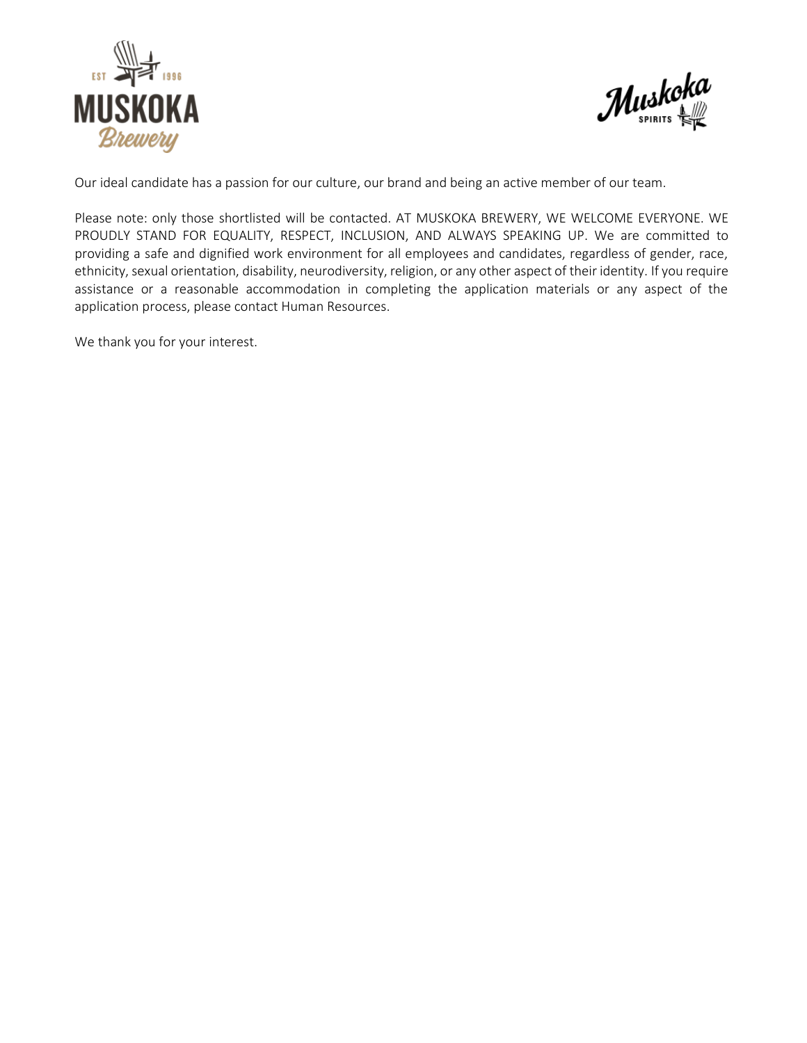Our ideal candidate has a passion for our culture, our brand and being an active member of our team.

Please note: only those shortlisted will be contacted. AT MUSKOKA BREWERY, WE WELCOME EVERYONE. WE PROUDLY STAND FOR EQUALITY, RESPECT, INCLUSION, AND ALWAYS SPEAKING UP. We are committed to providing a safe and dignified work environment for all employees and candidates, regardless of gender, race, ethnicity, sexual orientation, disability, neurodiversity, religion, or any other aspect of their identity. If you require assistance or a reasonable accommodation in completing the application materials or any aspect of the application process, please contact Human Resources.

We thank you for your interest.